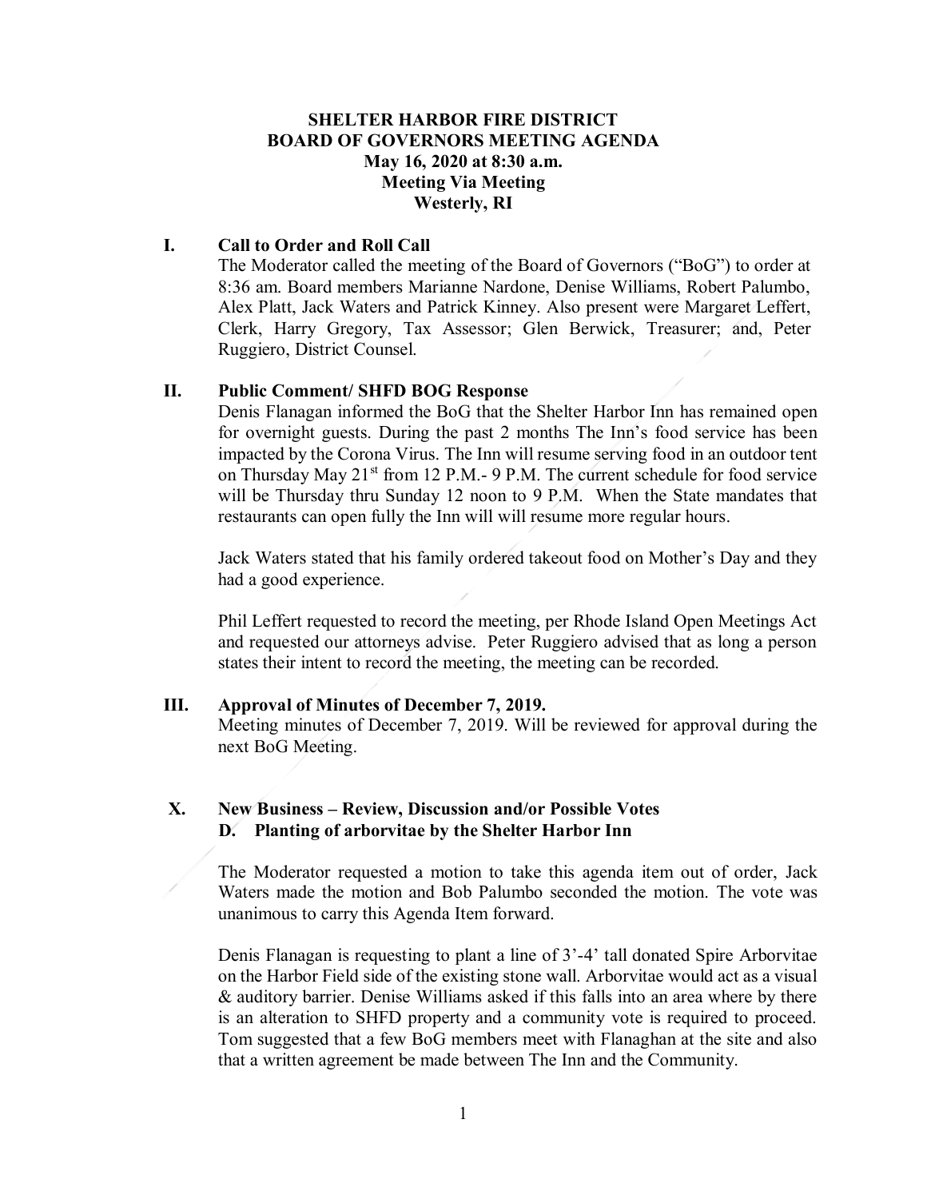# SHELTER HARBOR FIRE DISTRICT
## BOARD OF GOVERNORS MEETING AGENDA
**May 16, 2020 at 8:30 a.m.**
**Meeting Via Meeting**
**Westerly, RI**

### I. Call to Order and Roll Call

The Moderator called the meeting of the Board of Governors ("BoG") to order at 8:36 am. Board members Marianne Nardone, Denise Williams, Robert Palumbo, Alex Platt, Jack Waters and Patrick Kinney. Also present were Margaret Leffert, Clerk, Harry Gregory, Tax Assessor; Glen Berwick, Treasurer; and, Peter Ruggiero, District Counsel.

### II. Public Comment/ SHFD BOG Response

Denis Flanagan informed the BoG that the Shelter Harbor Inn has remained open for overnight guests. During the past 2 months The Inn's food service has been impacted by the Corona Virus. The Inn will resume serving food in an outdoor tent on Thursday May 21st from 12 P.M.- 9 P.M. The current schedule for food service will be Thursday thru Sunday 12 noon to 9 P.M. When the State mandates that restaurants can open fully the Inn will will resume more regular hours.

Jack Waters stated that his family ordered takeout food on Mother's Day and they had a good experience.

Phil Leffert requested to record the meeting, per Rhode Island Open Meetings Act and requested our attorneys advise. Peter Ruggiero advised that as long a person states their intent to record the meeting, the meeting can be recorded.

### III. Approval of Minutes of December 7, 2019.

Meeting minutes of December 7, 2019. Will be reviewed for approval during the next BoG Meeting.

### X. New Business – Review, Discussion and/or Possible Votes
#### D. Planting of arborvitae by the Shelter Harbor Inn

The Moderator requested a motion to take this agenda item out of order, Jack Waters made the motion and Bob Palumbo seconded the motion. The vote was unanimous to carry this Agenda Item forward.

Denis Flanagan is requesting to plant a line of 3'-4' tall donated Spire Arborvitae on the Harbor Field side of the existing stone wall. Arborvitae would act as a visual & auditory barrier. Denise Williams asked if this falls into an area where by there is an alteration to SHFD property and a community vote is required to proceed. Tom suggested that a few BoG members meet with Flanaghan at the site and also that a written agreement be made between The Inn and the Community.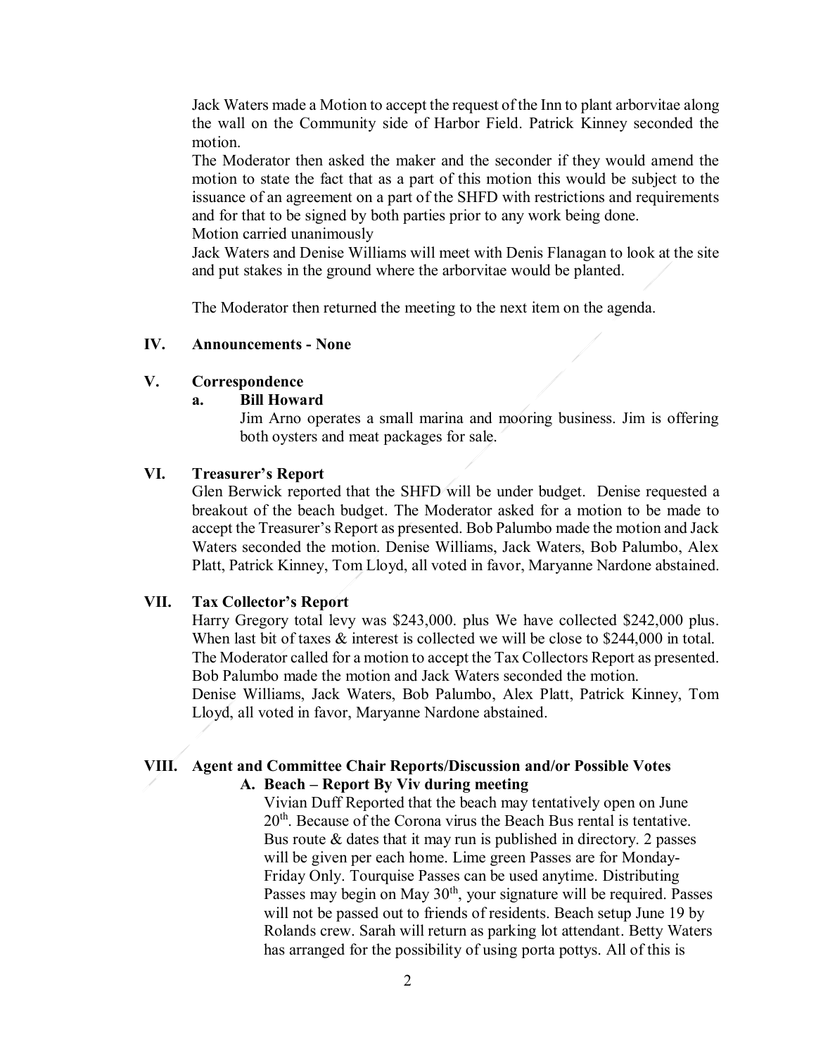Jack Waters made a Motion to accept the request of the Inn to plant arborvitae along the wall on the Community side of Harbor Field. Patrick Kinney seconded the motion.

The Moderator then asked the maker and the seconder if they would amend the motion to state the fact that as a part of this motion this would be subject to the issuance of an agreement on a part of the SHFD with restrictions and requirements and for that to be signed by both parties prior to any work being done.

Motion carried unanimously

Jack Waters and Denise Williams will meet with Denis Flanagan to look at the site and put stakes in the ground where the arborvitae would be planted.

The Moderator then returned the meeting to the next item on the agenda.

## IV. Announcements - None

## V. Correspondence

### a. Bill Howard

Jim Arno operates a small marina and mooring business. Jim is offering both oysters and meat packages for sale.

## VI. Treasurer's Report

Glen Berwick reported that the SHFD will be under budget. Denise requested a breakout of the beach budget. The Moderator asked for a motion to be made to accept the Treasurer's Report as presented. Bob Palumbo made the motion and Jack Waters seconded the motion. Denise Williams, Jack Waters, Bob Palumbo, Alex Platt, Patrick Kinney, Tom Lloyd, all voted in favor, Maryanne Nardone abstained.

## VII. Tax Collector's Report

Harry Gregory total levy was $243,000. plus We have collected $242,000 plus. When last bit of taxes & interest is collected we will be close to $244,000 in total. The Moderator called for a motion to accept the Tax Collectors Report as presented. Bob Palumbo made the motion and Jack Waters seconded the motion.

Denise Williams, Jack Waters, Bob Palumbo, Alex Platt, Patrick Kinney, Tom Lloyd, all voted in favor, Maryanne Nardone abstained.

## VIII. Agent and Committee Chair Reports/Discussion and/or Possible Votes

### A. Beach – Report By Viv during meeting

Vivian Duff Reported that the beach may tentatively open on June 20th. Because of the Corona virus the Beach Bus rental is tentative. Bus route & dates that it may run is published in directory. 2 passes will be given per each home. Lime green Passes are for Monday-Friday Only. Tourquise Passes can be used anytime. Distributing Passes may begin on May 30th, your signature will be required. Passes will not be passed out to friends of residents. Beach setup June 19 by Rolands crew. Sarah will return as parking lot attendant. Betty Waters has arranged for the possibility of using porta pottys. All of this is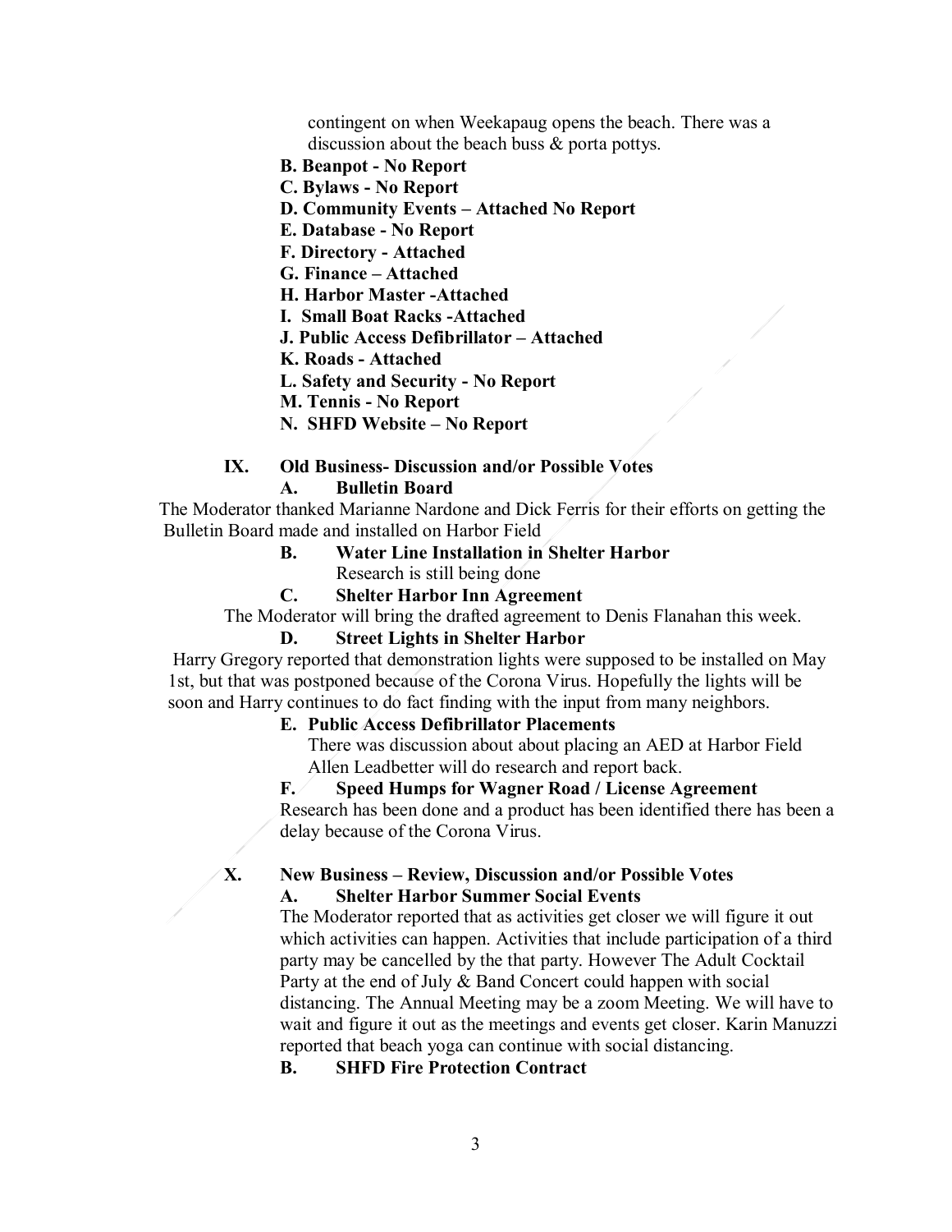contingent on when Weekapaug opens the beach. There was a discussion about the beach buss & porta pottys.

**B. Beanpot - No Report**

**C. Bylaws - No Report**

**D. Community Events – Attached No Report**

**E. Database - No Report**

**F. Directory - Attached**

**G. Finance – Attached**

**H. Harbor Master -Attached**

**I. Small Boat Racks -Attached**

**J. Public Access Defibrillator – Attached**

**K. Roads - Attached**

**L. Safety and Security - No Report**

**M. Tennis - No Report**

**N. SHFD Website – No Report**

## IX. Old Business- Discussion and/or Possible Votes

### A. Bulletin Board

The Moderator thanked Marianne Nardone and Dick Ferris for their efforts on getting the Bulletin Board made and installed on Harbor Field

### B. Water Line Installation in Shelter Harbor

Research is still being done

### C. Shelter Harbor Inn Agreement

The Moderator will bring the drafted agreement to Denis Flanahan this week.

### D. Street Lights in Shelter Harbor

Harry Gregory reported that demonstration lights were supposed to be installed on May 1st, but that was postponed because of the Corona Virus. Hopefully the lights will be soon and Harry continues to do fact finding with the input from many neighbors.

### E. Public Access Defibrillator Placements

There was discussion about about placing an AED at Harbor Field Allen Leadbetter will do research and report back.

### F. Speed Humps for Wagner Road / License Agreement

Research has been done and a product has been identified there has been a delay because of the Corona Virus.

## X. New Business – Review, Discussion and/or Possible Votes

### A. Shelter Harbor Summer Social Events

The Moderator reported that as activities get closer we will figure it out which activities can happen. Activities that include participation of a third party may be cancelled by the that party. However The Adult Cocktail Party at the end of July & Band Concert could happen with social distancing. The Annual Meeting may be a zoom Meeting. We will have to wait and figure it out as the meetings and events get closer. Karin Manuzzi reported that beach yoga can continue with social distancing.

### B. SHFD Fire Protection Contract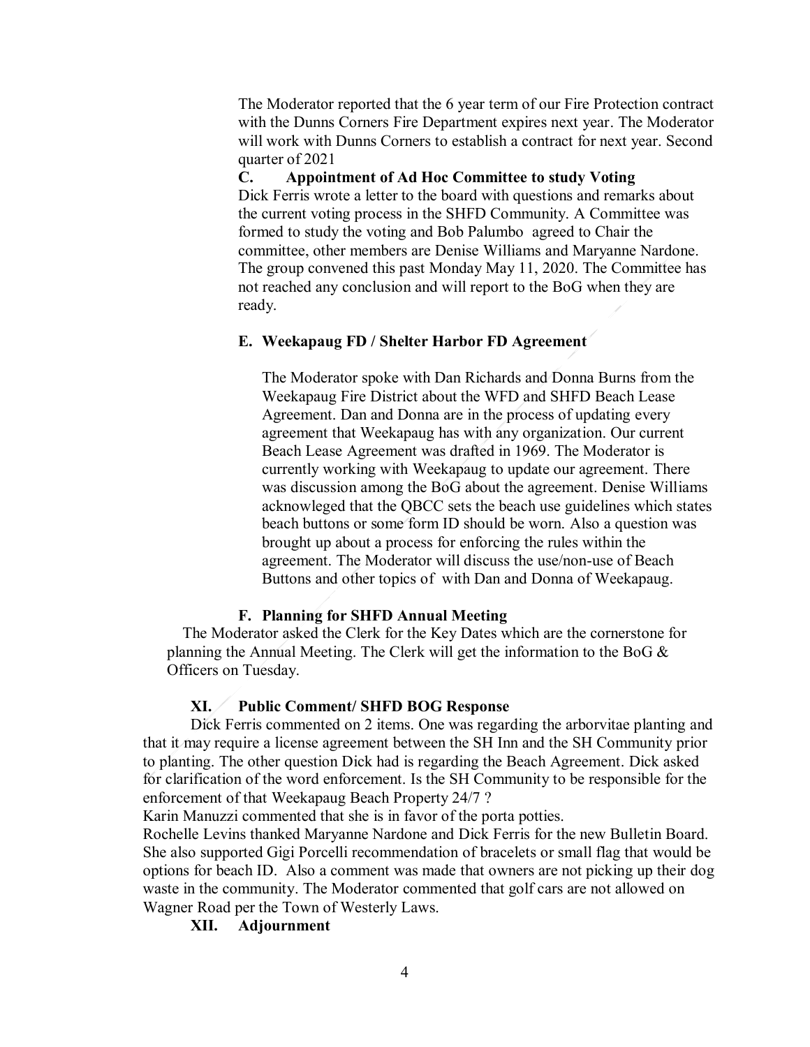The Moderator reported that the 6 year term of our Fire Protection contract with the Dunns Corners Fire Department expires next year. The Moderator will work with Dunns Corners to establish a contract for next year. Second quarter of 2021

**C. Appointment of Ad Hoc Committee to study Voting**

Dick Ferris wrote a letter to the board with questions and remarks about the current voting process in the SHFD Community. A Committee was formed to study the voting and Bob Palumbo agreed to Chair the committee, other members are Denise Williams and Maryanne Nardone. The group convened this past Monday May 11, 2020. The Committee has not reached any conclusion and will report to the BoG when they are ready.

**E. Weekapaug FD / Shelter Harbor FD Agreement**

The Moderator spoke with Dan Richards and Donna Burns from the Weekapaug Fire District about the WFD and SHFD Beach Lease Agreement. Dan and Donna are in the process of updating every agreement that Weekapaug has with any organization. Our current Beach Lease Agreement was drafted in 1969. The Moderator is currently working with Weekapaug to update our agreement. There was discussion among the BoG about the agreement. Denise Williams acknowleged that the QBCC sets the beach use guidelines which states beach buttons or some form ID should be worn. Also a question was brought up about a process for enforcing the rules within the agreement. The Moderator will discuss the use/non-use of Beach Buttons and other topics of with Dan and Donna of Weekapaug.

**F. Planning for SHFD Annual Meeting**

The Moderator asked the Clerk for the Key Dates which are the cornerstone for planning the Annual Meeting. The Clerk will get the information to the BoG & Officers on Tuesday.

**XI. Public Comment/ SHFD BOG Response**

Dick Ferris commented on 2 items. One was regarding the arborvitae planting and that it may require a license agreement between the SH Inn and the SH Community prior to planting. The other question Dick had is regarding the Beach Agreement. Dick asked for clarification of the word enforcement. Is the SH Community to be responsible for the enforcement of that Weekapaug Beach Property 24/7 ?

Karin Manuzzi commented that she is in favor of the porta potties.

Rochelle Levins thanked Maryanne Nardone and Dick Ferris for the new Bulletin Board. She also supported Gigi Porcelli recommendation of bracelets or small flag that would be options for beach ID. Also a comment was made that owners are not picking up their dog waste in the community. The Moderator commented that golf cars are not allowed on Wagner Road per the Town of Westerly Laws.

**XII. Adjournment**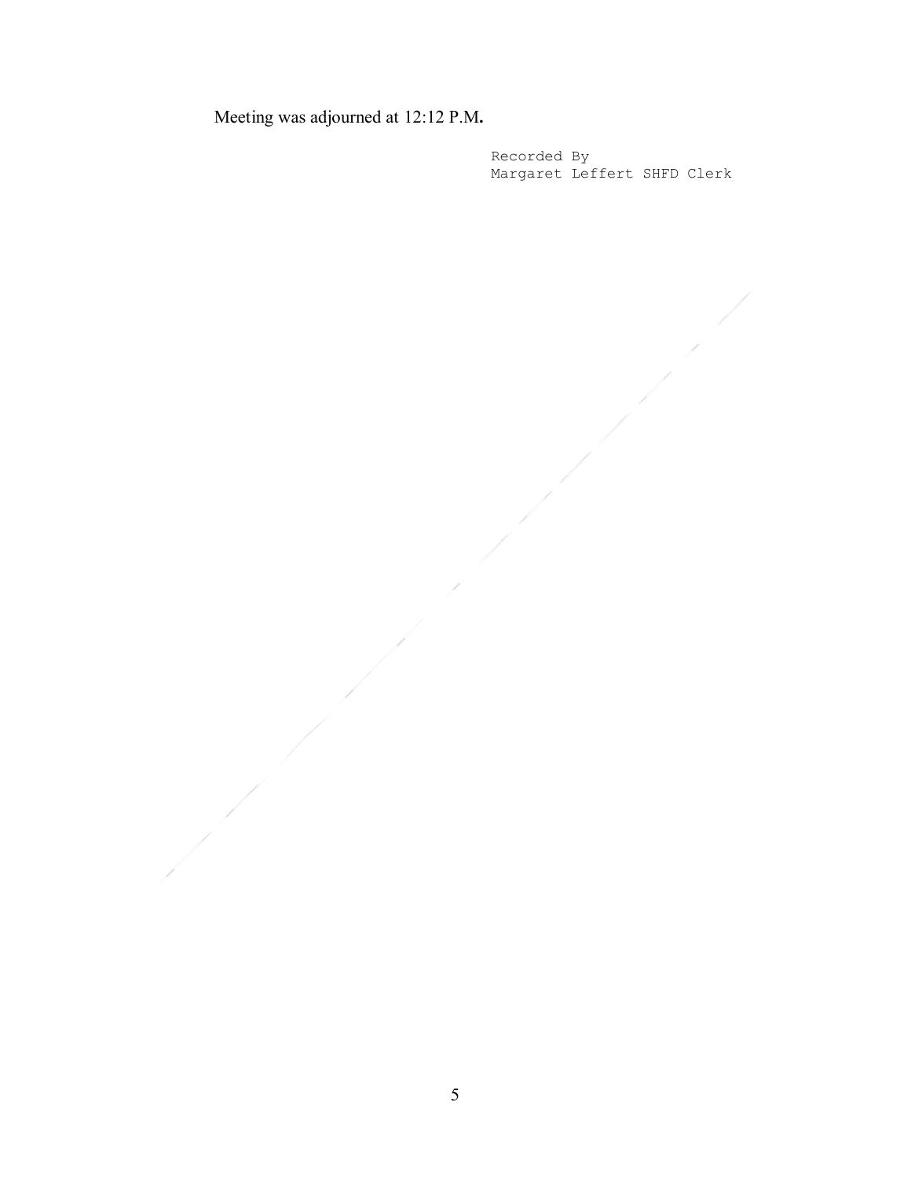Meeting was adjourned at 12:12 P.M**.**

Recorded By
Margaret Leffert SHFD Clerk